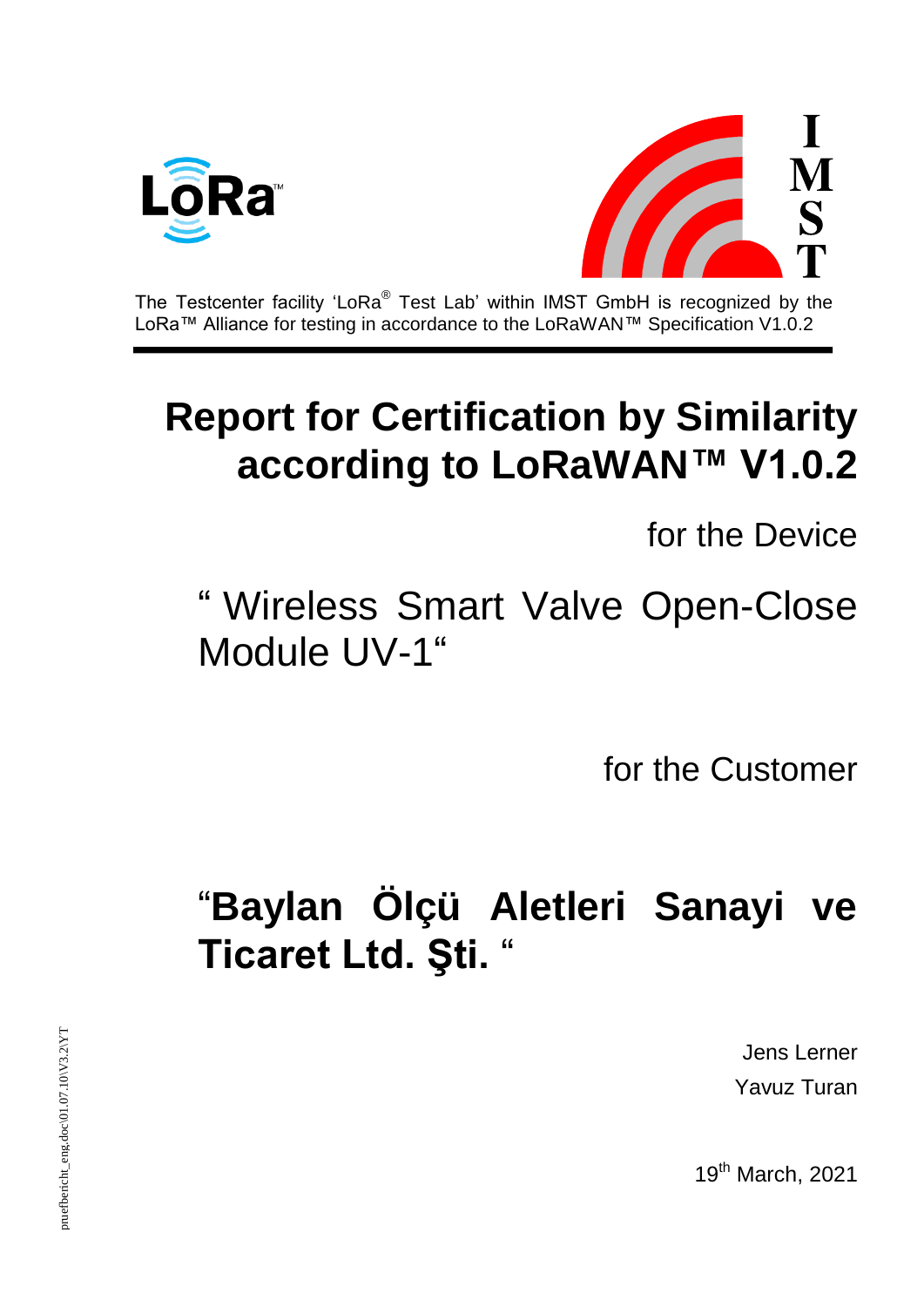The Testcenter facility 'LoRa® Test Lab' within IMST GmbH is recognized by the LoRa™ Alliance for testing in accordance to the LoRaWAN™ Specification V1.0.2

# Report for Certification by Similarity according to LoRaWAN™ V1.0.2

for the Device

" Wireless Smart Valve Open-Close Module UV-1"

for the Customer

## "Baylan Ölçü Aletleri Sanayi ve Ticaret Ltd. Şti. "

Jens Lerner
Yavuz Turan

19th March, 2021

pruefbericht_eng.doc\01.07.10\V3.2\YT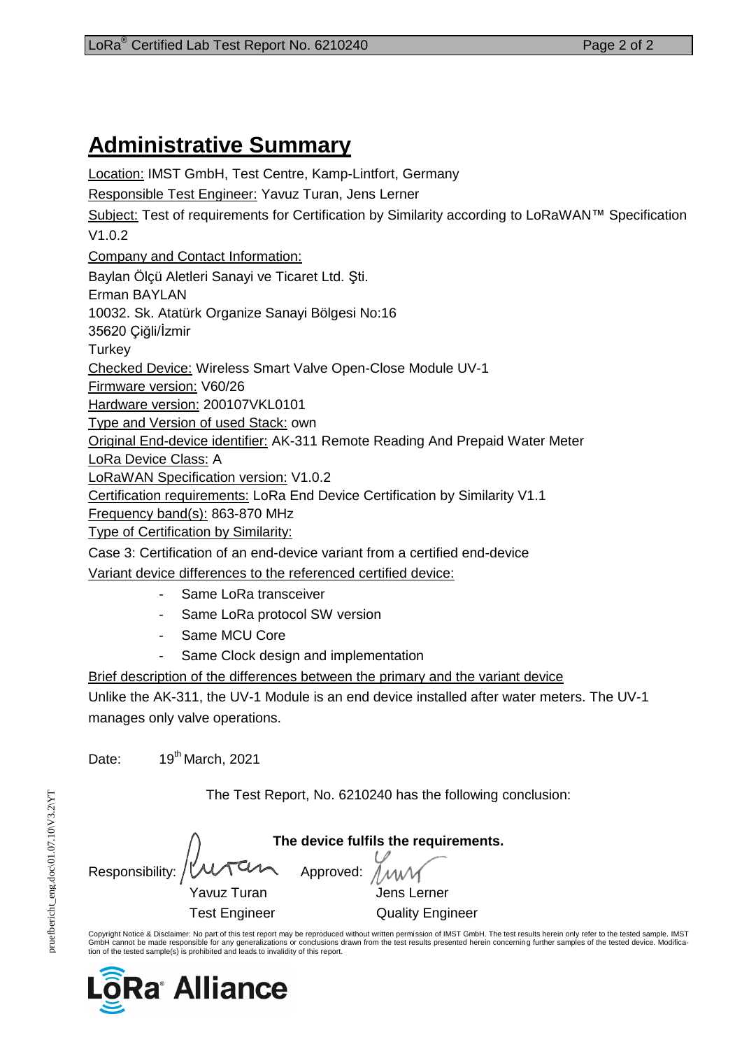# Administrative Summary

Location: IMST GmbH, Test Centre, Kamp-Lintfort, Germany

Responsible Test Engineer: Yavuz Turan, Jens Lerner

Subject: Test of requirements for Certification by Similarity according to LoRaWAN™ Specification V1.0.2

Company and Contact Information:

Baylan Ölçü Aletleri Sanayi ve Ticaret Ltd. Şti.
Erman BAYLAN
10032. Sk. Atatürk Organize Sanayi Bölgesi No:16
35620 Çiğli/İzmir
Turkey

Checked Device: Wireless Smart Valve Open-Close Module UV-1

Firmware version: V60/26

Hardware version: 200107VKL0101

Type and Version of used Stack: own

Original End-device identifier: AK-311 Remote Reading And Prepaid Water Meter

LoRa Device Class: A

LoRaWAN Specification version: V1.0.2

Certification requirements: LoRa End Device Certification by Similarity V1.1

Frequency band(s): 863-870 MHz

Type of Certification by Similarity:

Case 3: Certification of an end-device variant from a certified end-device

Variant device differences to the referenced certified device:

- Same LoRa transceiver
- Same LoRa protocol SW version
- Same MCU Core
- Same Clock design and implementation

Brief description of the differences between the primary and the variant device

Unlike the AK-311, the UV-1 Module is an end device installed after water meters. The UV-1 manages only valve operations.

Date: 19th March, 2021

The Test Report, No. 6210240 has the following conclusion:

**The device fulfils the requirements.**

Responsibility: Yavuz Turan, Test Engineer

Approved: Jens Lerner, Quality Engineer

Copyright Notice & Disclaimer: No part of this test report may be reproduced without written permission of IMST GmbH. The test results herein only refer to the tested sample. IMST GmbH cannot be made responsible for any generalizations or conclusions drawn from the test results presented herein concerning further samples of the tested device. Modification of the tested sample(s) is prohibited and leads to invalidity of this report.

pruefbericht_eng.doc\01.07.10\V3.2\YT

LoRa® Alliance